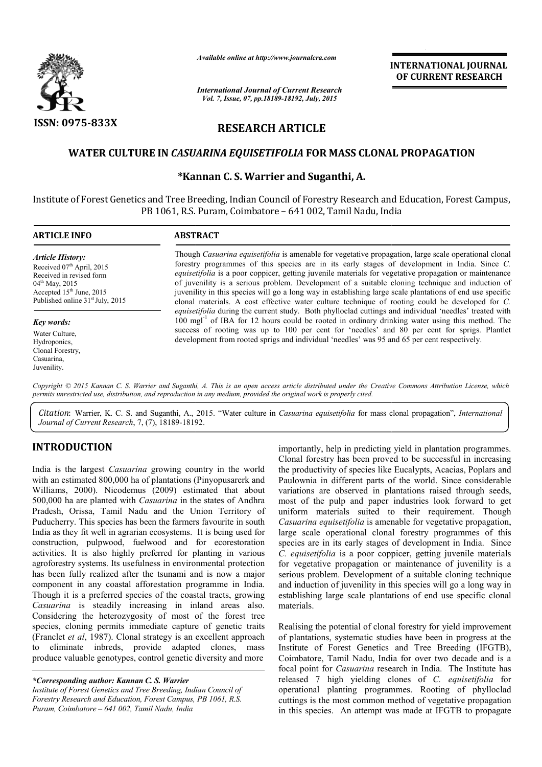*Available online at http://www.journalcra.com*

*International Journal of Current Research*
*Vol. 7, Issue, 07, pp.18189-18192, July, 2015*

**INTERNATIONAL JOURNAL OF CURRENT RESEARCH**

ISSN: 0975-833X

# RESEARCH ARTICLE

## WATER CULTURE IN *CASUARINA EQUISETIFOLIA* FOR MASS CLONAL PROPAGATION

**\*Kannan C. S. Warrier and Suganthi, A.**

Institute of Forest Genetics and Tree Breeding, Indian Council of Forestry Research and Education, Forest Campus, PB 1061, R.S. Puram, Coimbatore – 641 002, Tamil Nadu, India

### ARTICLE INFO

*Article History:*
Received 07th April, 2015
Received in revised form 04th May, 2015
Accepted 15th June, 2015
Published online 31st July, 2015

*Key words:*
Water Culture,
Hydroponics,
Clonal Forestry,
Casuarina,
Juvenility.

### ABSTRACT

Though *Casuarina equisetifolia* is amenable for vegetative propagation, large scale operational clonal forestry programmes of this species are in its early stages of development in India. Since *C. equisetifolia* is a poor coppicer, getting juvenile materials for vegetative propagation or maintenance of juvenility is a serious problem. Development of a suitable cloning technique and induction of juvenility in this species will go a long way in establishing large scale plantations of end use specific clonal materials. A cost effective water culture technique of rooting could be developed for *C. equisetifolia* during the current study. Both phylloclad cuttings and individual 'needles' treated with 100 $mgl^{-1}$ of IBA for 12 hours could be rooted in ordinary drinking water using this method. The success of rooting was up to 100 per cent for 'needles' and 80 per cent for sprigs. Plantlet development from rooted sprigs and individual 'needles' was 95 and 65 per cent respectively.

*Copyright © 2015 Kannan C. S. Warrier and Suganthi, A. This is an open access article distributed under the Creative Commons Attribution License, which permits unrestricted use, distribution, and reproduction in any medium, provided the original work is properly cited.*

*Citation*: Warrier, K. C. S. and Suganthi, A., 2015. "Water culture in *Casuarina equisetifolia* for mass clonal propagation", *International Journal of Current Research*, 7, (7), 18189-18192.

## INTRODUCTION

India is the largest *Casuarina* growing country in the world with an estimated 800,000 ha of plantations (Pinyopusarerk and Williams, 2000). Nicodemus (2009) estimated that about 500,000 ha are planted with *Casuarina* in the states of Andhra Pradesh, Orissa, Tamil Nadu and the Union Territory of Puducherry. This species has been the farmers favourite in south India as they fit well in agrarian ecosystems. It is being used for construction, pulpwood, fuelwood and for ecorestoration activities. It is also highly preferred for planting in various agroforestry systems. Its usefulness in environmental protection has been fully realized after the tsunami and is now a major component in any coastal afforestation programme in India. Though it is a preferred species of the coastal tracts, growing *Casuarina* is steadily increasing in inland areas also. Considering the heterozygosity of most of the forest tree species, cloning permits immediate capture of genetic traits (Franclet *et al*, 1987). Clonal strategy is an excellent approach to eliminate inbreds, provide adapted clones, mass produce valuable genotypes, control genetic diversity and more importantly, help in predicting yield in plantation programmes. Clonal forestry has been proved to be successful in increasing the productivity of species like Eucalypts, Acacias, Poplars and Paulownia in different parts of the world. Since considerable variations are observed in plantations raised through seeds, most of the pulp and paper industries look forward to get uniform materials suited to their requirement. Though *Casuarina equisetifolia* is amenable for vegetative propagation, large scale operational clonal forestry programmes of this species are in its early stages of development in India. Since *C. equisetifolia* is a poor coppicer, getting juvenile materials for vegetative propagation or maintenance of juvenility is a serious problem. Development of a suitable cloning technique and induction of juvenility in this species will go a long way in establishing large scale plantations of end use specific clonal materials.

Realising the potential of clonal forestry for yield improvement of plantations, systematic studies have been in progress at the Institute of Forest Genetics and Tree Breeding (IFGTB), Coimbatore, Tamil Nadu, India for over two decade and is a focal point for *Casuarina* research in India. The Institute has released 7 high yielding clones of *C. equisetifolia* for operational planting programmes. Rooting of phylloclad cuttings is the most common method of vegetative propagation in this species. An attempt was made at IFGTB to propagate

*\*Corresponding author: Kannan C. S. Warrier*
*Institute of Forest Genetics and Tree Breeding, Indian Council of Forestry Research and Education, Forest Campus, PB 1061, R.S. Puram, Coimbatore – 641 002, Tamil Nadu, India*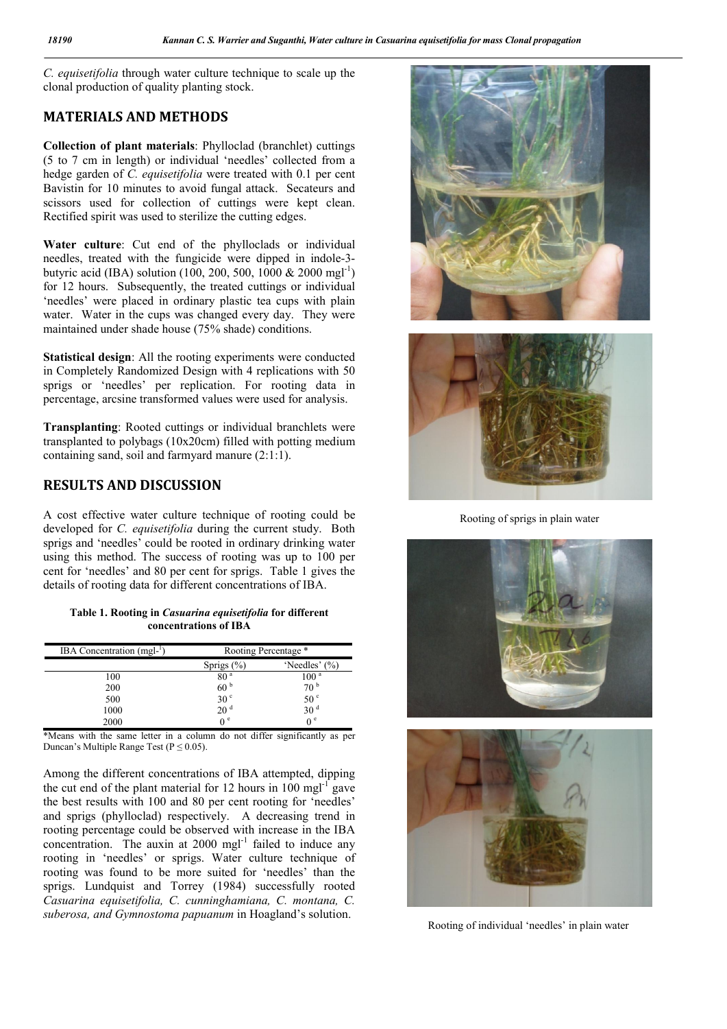*C. equisetifolia* through water culture technique to scale up the clonal production of quality planting stock.

## MATERIALS AND METHODS

**Collection of plant materials**: Phylloclad (branchlet) cuttings (5 to 7 cm in length) or individual 'needles' collected from a hedge garden of *C. equisetifolia* were treated with 0.1 per cent Bavistin for 10 minutes to avoid fungal attack. Secateurs and scissors used for collection of cuttings were kept clean. Rectified spirit was used to sterilize the cutting edges.

**Water culture**: Cut end of the phylloclads or individual needles, treated with the fungicide were dipped in indole-3-butyric acid (IBA) solution (100, 200, 500, 1000 & 2000 mgl$^{-1}$) for 12 hours. Subsequently, the treated cuttings or individual 'needles' were placed in ordinary plastic tea cups with plain water. Water in the cups was changed every day. They were maintained under shade house (75% shade) conditions.

**Statistical design**: All the rooting experiments were conducted in Completely Randomized Design with 4 replications with 50 sprigs or 'needles' per replication. For rooting data in percentage, arcsine transformed values were used for analysis.

**Transplanting**: Rooted cuttings or individual branchlets were transplanted to polybags (10x20cm) filled with potting medium containing sand, soil and farmyard manure (2:1:1).

## RESULTS AND DISCUSSION

A cost effective water culture technique of rooting could be developed for *C. equisetifolia* during the current study. Both sprigs and 'needles' could be rooted in ordinary drinking water using this method. The success of rooting was up to 100 per cent for 'needles' and 80 per cent for sprigs. Table 1 gives the details of rooting data for different concentrations of IBA.

**Table 1. Rooting in *Casuarina equisetifolia* for different concentrations of IBA**

| IBA Concentration (mgl$^{-1}$) | Rooting Percentage * | |
|---|---|---|
| | Sprigs (%) | 'Needles' (%) |
| 100 | 80 $^{a}$ | 100 $^{a}$ |
| 200 | 60 $^{b}$ | 70 $^{b}$ |
| 500 | 30 $^{c}$ | 50 $^{c}$ |
| 1000 | 20 $^{d}$ | 30 $^{d}$ |
| 2000 | 0 $^{e}$ | 0 $^{e}$ |

*Means with the same letter in a column do not differ significantly as per Duncan's Multiple Range Test ($P \leq 0.05$).

Among the different concentrations of IBA attempted, dipping the cut end of the plant material for 12 hours in 100 mgl$^{-1}$ gave the best results with 100 and 80 per cent rooting for 'needles' and sprigs (phylloclad) respectively. A decreasing trend in rooting percentage could be observed with increase in the IBA concentration. The auxin at 2000 mgl$^{-1}$ failed to induce any rooting in 'needles' or sprigs. Water culture technique of rooting was found to be more suited for 'needles' than the sprigs. Lundquist and Torrey (1984) successfully rooted *Casuarina equisetifolia, C. cunninghamiana, C. montana, C. suberosa, and Gymnostoma papuanum* in Hoagland's solution.

Rooting of sprigs in plain water

Rooting of individual 'needles' in plain water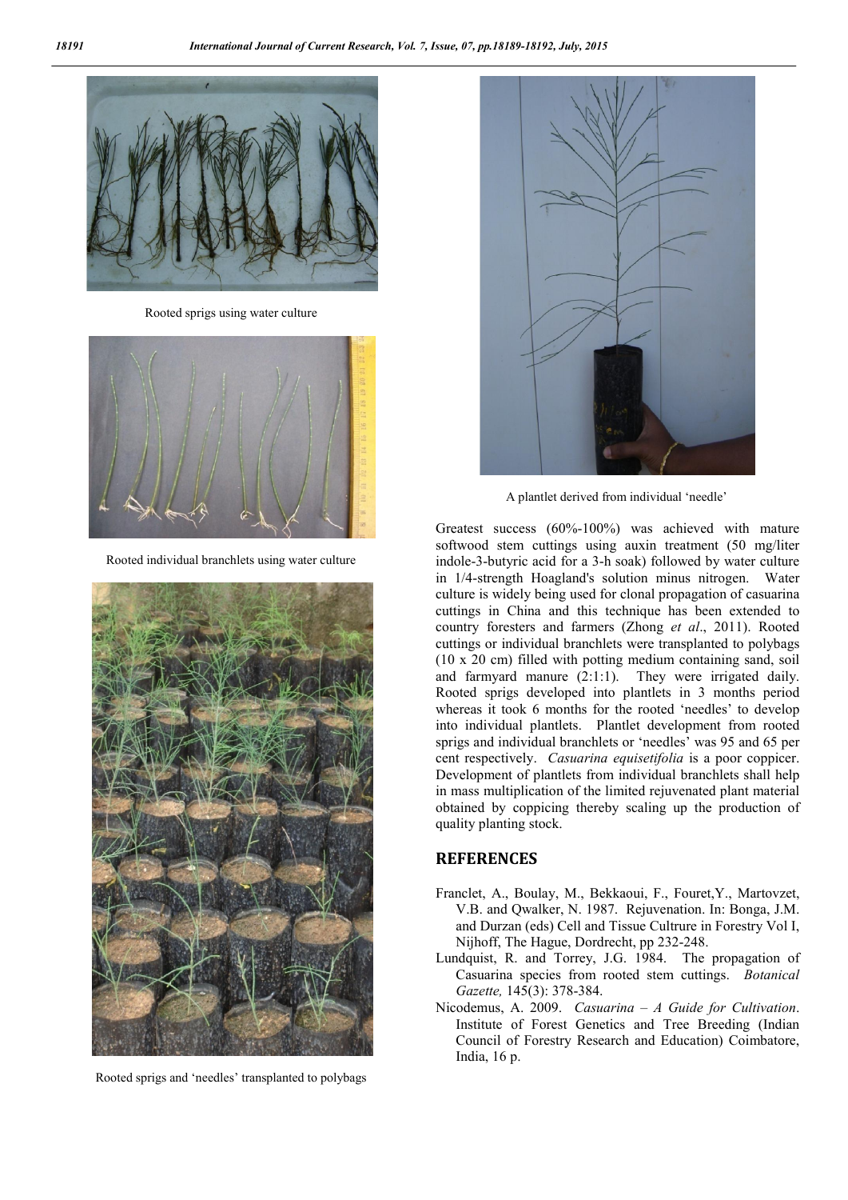Rooted sprigs using water culture

Rooted individual branchlets using water culture

Rooted sprigs and 'needles' transplanted to polybags

A plantlet derived from individual 'needle'

Greatest success (60%-100%) was achieved with mature softwood stem cuttings using auxin treatment (50 mg/liter indole-3-butyric acid for a 3-h soak) followed by water culture in 1/4-strength Hoagland's solution minus nitrogen. Water culture is widely being used for clonal propagation of casuarina cuttings in China and this technique has been extended to country foresters and farmers (Zhong *et al*., 2011). Rooted cuttings or individual branchlets were transplanted to polybags (10 x 20 cm) filled with potting medium containing sand, soil and farmyard manure (2:1:1). They were irrigated daily. Rooted sprigs developed into plantlets in 3 months period whereas it took 6 months for the rooted 'needles' to develop into individual plantlets. Plantlet development from rooted sprigs and individual branchlets or 'needles' was 95 and 65 per cent respectively. *Casuarina equisetifolia* is a poor coppicer. Development of plantlets from individual branchlets shall help in mass multiplication of the limited rejuvenated plant material obtained by coppicing thereby scaling up the production of quality planting stock.

## REFERENCES

Franclet, A., Boulay, M., Bekkaoui, F., Fouret,Y., Martovzet, V.B. and Qwalker, N. 1987. Rejuvenation. In: Bonga, J.M. and Durzan (eds) Cell and Tissue Cultrure in Forestry Vol I, Nijhoff, The Hague, Dordrecht, pp 232-248.

Lundquist, R. and Torrey, J.G. 1984. The propagation of Casuarina species from rooted stem cuttings. *Botanical Gazette,* 145(3): 378-384.

Nicodemus, A. 2009. *Casuarina – A Guide for Cultivation*. Institute of Forest Genetics and Tree Breeding (Indian Council of Forestry Research and Education) Coimbatore, India, 16 p.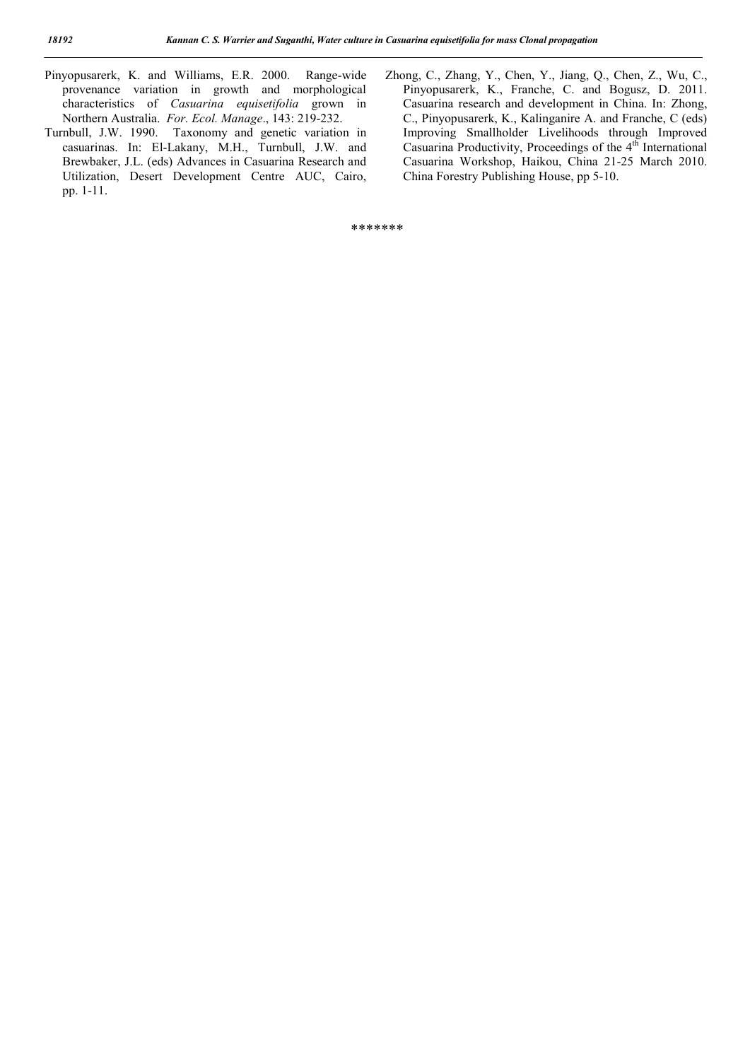Pinyopusarerk, K. and Williams, E.R. 2000. Range-wide provenance variation in growth and morphological characteristics of *Casuarina equisetifolia* grown in Northern Australia. *For. Ecol. Manage*., 143: 219-232.

Turnbull, J.W. 1990. Taxonomy and genetic variation in casuarinas. In: El-Lakany, M.H., Turnbull, J.W. and Brewbaker, J.L. (eds) Advances in Casuarina Research and Utilization, Desert Development Centre AUC, Cairo, pp. 1-11.

Zhong, C., Zhang, Y., Chen, Y., Jiang, Q., Chen, Z., Wu, C., Pinyopusarerk, K., Franche, C. and Bogusz, D. 2011. Casuarina research and development in China. In: Zhong, C., Pinyopusarerk, K., Kalinganire A. and Franche, C (eds) Improving Smallholder Livelihoods through Improved Casuarina Productivity, Proceedings of the 4th International Casuarina Workshop, Haikou, China 21-25 March 2010. China Forestry Publishing House, pp 5-10.

*******